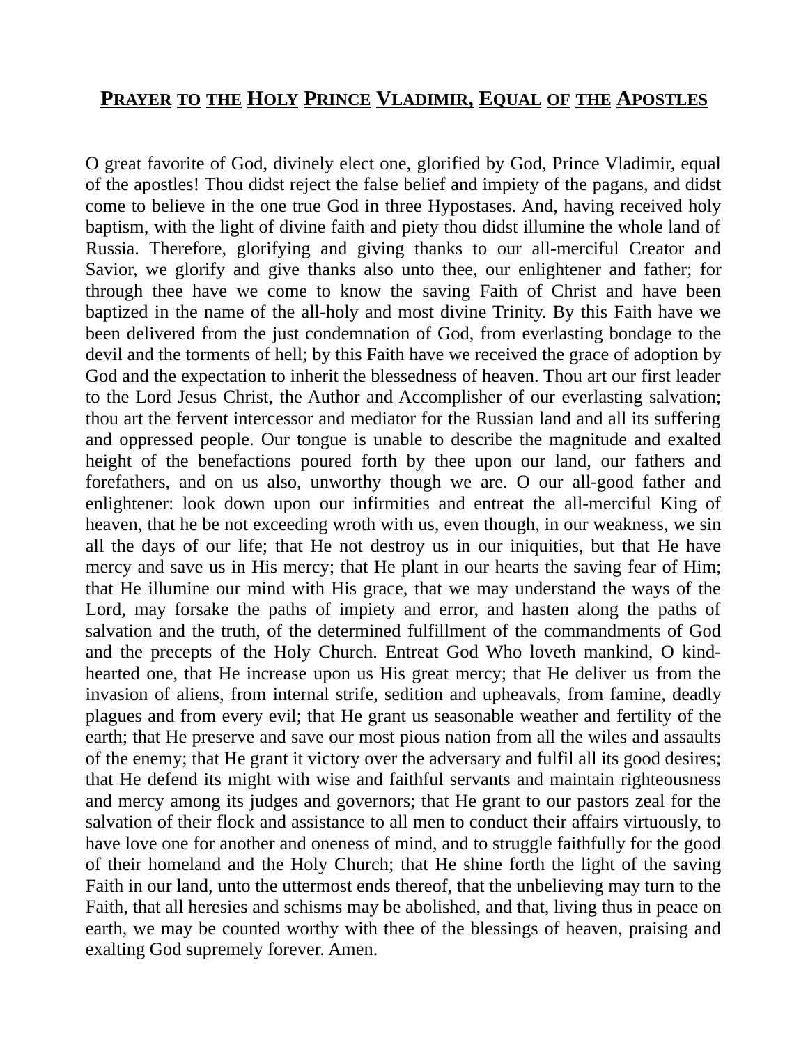# PRAYER TO THE HOLY PRINCE VLADIMIR, EQUAL OF THE APOSTLES

O great favorite of God, divinely elect one, glorified by God, Prince Vladimir, equal of the apostles! Thou didst reject the false belief and impiety of the pagans, and didst come to believe in the one true God in three Hypostases. And, having received holy baptism, with the light of divine faith and piety thou didst illumine the whole land of Russia. Therefore, glorifying and giving thanks to our all-merciful Creator and Savior, we glorify and give thanks also unto thee, our enlightener and father; for through thee have we come to know the saving Faith of Christ and have been baptized in the name of the all-holy and most divine Trinity. By this Faith have we been delivered from the just condemnation of God, from everlasting bondage to the devil and the torments of hell; by this Faith have we received the grace of adoption by God and the expectation to inherit the blessedness of heaven. Thou art our first leader to the Lord Jesus Christ, the Author and Accomplisher of our everlasting salvation; thou art the fervent intercessor and mediator for the Russian land and all its suffering and oppressed people. Our tongue is unable to describe the magnitude and exalted height of the benefactions poured forth by thee upon our land, our fathers and forefathers, and on us also, unworthy though we are. O our all-good father and enlightener: look down upon our infirmities and entreat the all-merciful King of heaven, that he be not exceeding wroth with us, even though, in our weakness, we sin all the days of our life; that He not destroy us in our iniquities, but that He have mercy and save us in His mercy; that He plant in our hearts the saving fear of Him; that He illumine our mind with His grace, that we may understand the ways of the Lord, may forsake the paths of impiety and error, and hasten along the paths of salvation and the truth, of the determined fulfillment of the commandments of God and the precepts of the Holy Church. Entreat God Who loveth mankind, O kind-hearted one, that He increase upon us His great mercy; that He deliver us from the invasion of aliens, from internal strife, sedition and upheavals, from famine, deadly plagues and from every evil; that He grant us seasonable weather and fertility of the earth; that He preserve and save our most pious nation from all the wiles and assaults of the enemy; that He grant it victory over the adversary and fulfil all its good desires; that He defend its might with wise and faithful servants and maintain righteousness and mercy among its judges and governors; that He grant to our pastors zeal for the salvation of their flock and assistance to all men to conduct their affairs virtuously, to have love one for another and oneness of mind, and to struggle faithfully for the good of their homeland and the Holy Church; that He shine forth the light of the saving Faith in our land, unto the uttermost ends thereof, that the unbelieving may turn to the Faith, that all heresies and schisms may be abolished, and that, living thus in peace on earth, we may be counted worthy with thee of the blessings of heaven, praising and exalting God supremely forever. Amen.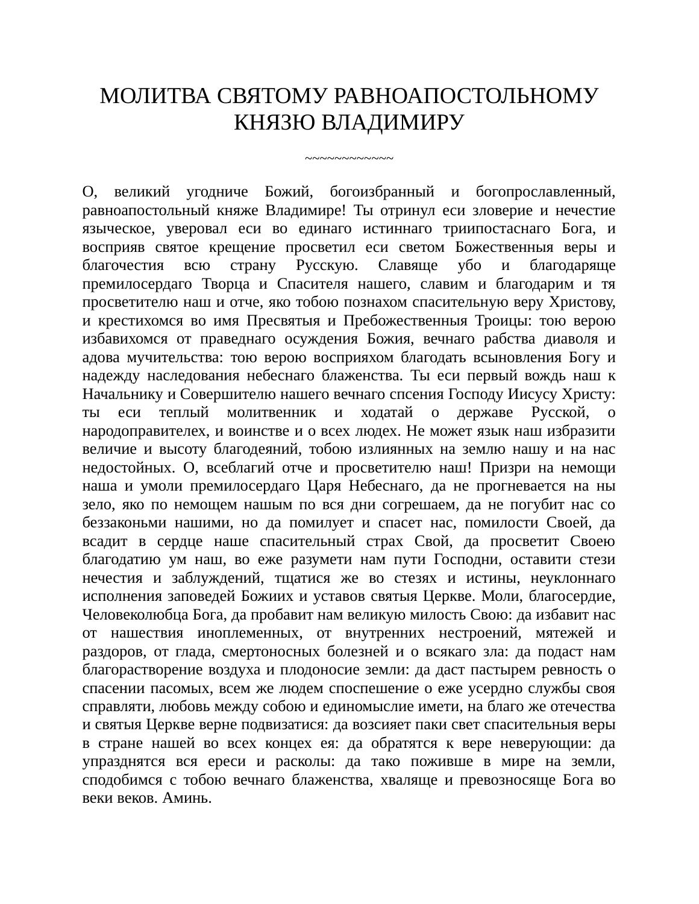# МОЛИТВА СВЯТОМУ РАВНОАПОСТОЛЬНОМУ КНЯЗЮ ВЛАДИМИРУ

~~~~~~~~~~~~

О, великий угодниче Божий, богоизбранный и богопрославленный, равноапостольный княже Владимире! Ты отринул еси зловерие и нечестие языческое, уверовал еси во единаго истиннаго триипостаснаго Бога, и восприяв святое крещение просветил еси светом Божественныя веры и благочестия всю страну Русскую. Славяще убо и благодаряще премилосердаго Творца и Спасителя нашего, славим и благодарим и тя просветителю наш и отче, яко тобою познахом спасительную веру Христову, и крестихомся во имя Пресвятыя и Пребожественныя Троицы: тою верою избавихомся от праведнаго осуждения Божия, вечнаго рабства диаволя и адова мучительства: тою верою восприяхом благодать всыновления Богу и надежду наследования небеснаго блаженства. Ты еси первый вождь наш к Начальнику и Совершителю нашего вечнаго спсения Господу Иисусу Христу: ты еси теплый молитвенник и ходатай о державе Русской, о народоправителех, и воинстве и о всех людех. Не может язык наш избразити величие и высоту благодеяний, тобою излиянных на землю нашу и на нас недостойных. О, всеблагий отче и просветителю наш! Призри на немощи наша и умоли премилосердаго Царя Небеснаго, да не прогневается на ны зело, яко по немощем нашым по вся дни согрешаем, да не погубит нас со беззаконьми нашими, но да помилует и спасет нас, помилости Своей, да всадит в сердце наше спасительный страх Свой, да просветит Своею благодатию ум наш, во еже разумети нам пути Господни, оставити стези нечестия и заблуждений, тщатися же во стезях и истины, неуклоннаго исполнения заповедей Божиих и уставов святыя Церкве. Моли, благосердие, Человеколюбца Бога, да пробавит нам великую милость Свою: да избавит нас от нашествия иноплеменных, от внутренних нестроений, мятежей и раздоров, от глада, смертоносных болезней и о всякаго зла: да подаст нам благорастворение воздуха и плодоносие земли: да даст пастырем ревность о спасении пасомых, всем же людем споспешение о еже усердно службы своя справляти, любовь между собою и единомыслие имети, на благо же отечества и святыя Церкве верне подвизатися: да возсияет паки свет спасительныя веры в стране нашей во всех концех ея: да обратятся к вере неверующии: да упразднятся вся ереси и расколы: да тако поживше в мире на земли, сподобимся с тобою вечнаго блаженства, хваляще и превозносяще Бога во веки веков. Аминь.